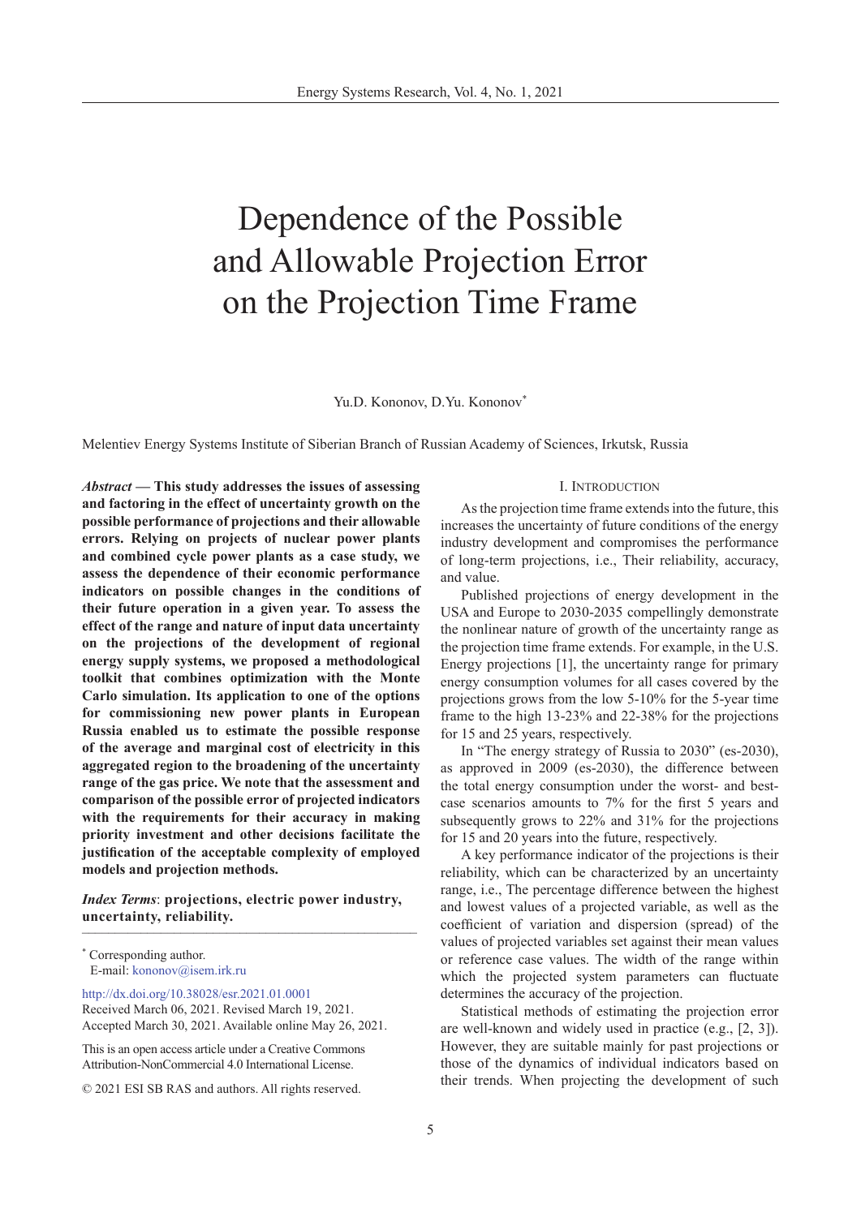# Dependence of the Possible and Allowable Projection Error on the Projection Time Frame

Yu.D. Kononov, D.Yu. Kononov*

Melentiev Energy Systems Institute of Siberian Branch of Russian Academy of Sciences, Irkutsk, Russia

***Abstract* — This study addresses the issues of assessing and factoring in the effect of uncertainty growth on the possible performance of projections and their allowable errors. Relying on projects of nuclear power plants and combined cycle power plants as a case study, we assess the dependence of their economic performance indicators on possible changes in the conditions of their future operation in a given year. To assess the effect of the range and nature of input data uncertainty on the projections of the development of regional energy supply systems, we proposed a methodological toolkit that combines optimization with the Monte Carlo simulation. Its application to one of the options for commissioning new power plants in European Russia enabled us to estimate the possible response of the average and marginal cost of electricity in this aggregated region to the broadening of the uncertainty range of the gas price. We note that the assessment and comparison of the possible error of projected indicators with the requirements for their accuracy in making priority investment and other decisions facilitate the justification of the acceptable complexity of employed models and projection methods.**

***Index Terms*: projections, electric power industry, uncertainty, reliability.**

---

* Corresponding author.
E-mail: kononov@isem.irk.ru

http://dx.doi.org/10.38028/esr.2021.01.0001
Received March 06, 2021. Revised March 19, 2021. Accepted March 30, 2021. Available online May 26, 2021.

This is an open access article under a Creative Commons Attribution-NonCommercial 4.0 International License.

© 2021 ESI SB RAS and authors. All rights reserved.

## I. Introduction

As the projection time frame extends into the future, this increases the uncertainty of future conditions of the energy industry development and compromises the performance of long-term projections, i.e., Their reliability, accuracy, and value.

Published projections of energy development in the USA and Europe to 2030-2035 compellingly demonstrate the nonlinear nature of growth of the uncertainty range as the projection time frame extends. For example, in the U.S. Energy projections [1], the uncertainty range for primary energy consumption volumes for all cases covered by the projections grows from the low 5-10% for the 5-year time frame to the high 13-23% and 22-38% for the projections for 15 and 25 years, respectively.

In "The energy strategy of Russia to 2030" (es-2030), as approved in 2009 (es-2030), the difference between the total energy consumption under the worst- and best-case scenarios amounts to 7% for the first 5 years and subsequently grows to 22% and 31% for the projections for 15 and 20 years into the future, respectively.

A key performance indicator of the projections is their reliability, which can be characterized by an uncertainty range, i.e., The percentage difference between the highest and lowest values of a projected variable, as well as the coefficient of variation and dispersion (spread) of the values of projected variables set against their mean values or reference case values. The width of the range within which the projected system parameters can fluctuate determines the accuracy of the projection.

Statistical methods of estimating the projection error are well-known and widely used in practice (e.g., [2, 3]). However, they are suitable mainly for past projections or those of the dynamics of individual indicators based on their trends. When projecting the development of such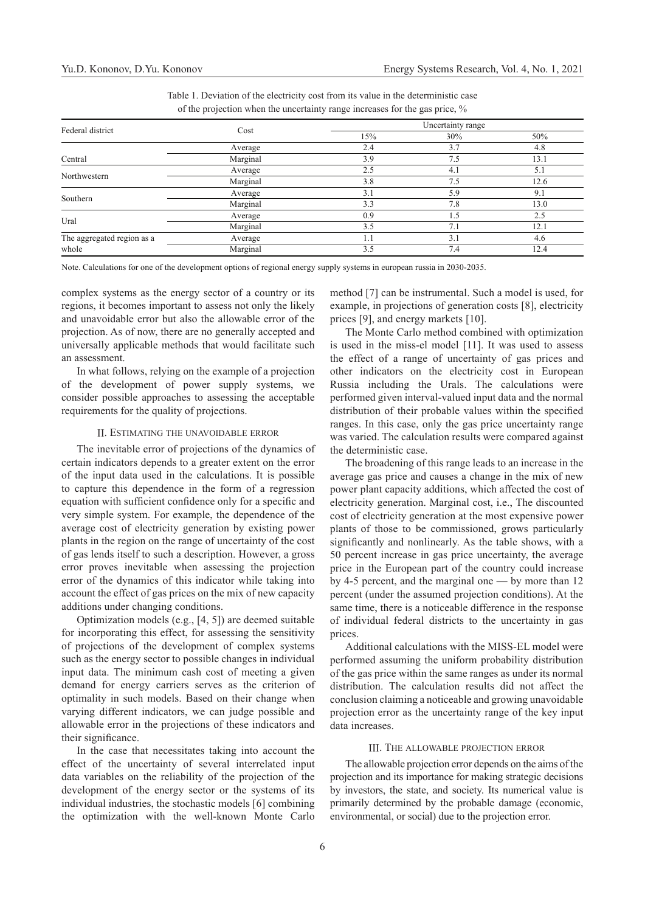Table 1. Deviation of the electricity cost from its value in the deterministic case of the projection when the uncertainty range increases for the gas price, %

| Federal district | Cost | Uncertainty range | | |
|---|---|---|---|---|
| | | 15% | 30% | 50% |
| Central | Average | 2.4 | 3.7 | 4.8 |
| | Marginal | 3.9 | 7.5 | 13.1 |
| Northwestern | Average | 2.5 | 4.1 | 5.1 |
| | Marginal | 3.8 | 7.5 | 12.6 |
| Southern | Average | 3.1 | 5.9 | 9.1 |
| | Marginal | 3.3 | 7.8 | 13.0 |
| Ural | Average | 0.9 | 1.5 | 2.5 |
| | Marginal | 3.5 | 7.1 | 12.1 |
| The aggregated region as a whole | Average | 1.1 | 3.1 | 4.6 |
| | Marginal | 3.5 | 7.4 | 12.4 |

Note. Calculations for one of the development options of regional energy supply systems in european russia in 2030-2035.

complex systems as the energy sector of a country or its regions, it becomes important to assess not only the likely and unavoidable error but also the allowable error of the projection. As of now, there are no generally accepted and universally applicable methods that would facilitate such an assessment.

In what follows, relying on the example of a projection of the development of power supply systems, we consider possible approaches to assessing the acceptable requirements for the quality of projections.

## II. Estimating the unavoidable error

The inevitable error of projections of the dynamics of certain indicators depends to a greater extent on the error of the input data used in the calculations. It is possible to capture this dependence in the form of a regression equation with sufficient confidence only for a specific and very simple system. For example, the dependence of the average cost of electricity generation by existing power plants in the region on the range of uncertainty of the cost of gas lends itself to such a description. However, a gross error proves inevitable when assessing the projection error of the dynamics of this indicator while taking into account the effect of gas prices on the mix of new capacity additions under changing conditions.

Optimization models (e.g., [4, 5]) are deemed suitable for incorporating this effect, for assessing the sensitivity of projections of the development of complex systems such as the energy sector to possible changes in individual input data. The minimum cash cost of meeting a given demand for energy carriers serves as the criterion of optimality in such models. Based on their change when varying different indicators, we can judge possible and allowable error in the projections of these indicators and their significance.

In the case that necessitates taking into account the effect of the uncertainty of several interrelated input data variables on the reliability of the projection of the development of the energy sector or the systems of its individual industries, the stochastic models [6] combining the optimization with the well-known Monte Carlo method [7] can be instrumental. Such a model is used, for example, in projections of generation costs [8], electricity prices [9], and energy markets [10].

The Monte Carlo method combined with optimization is used in the miss-el model [11]. It was used to assess the effect of a range of uncertainty of gas prices and other indicators on the electricity cost in European Russia including the Urals. The calculations were performed given interval-valued input data and the normal distribution of their probable values within the specified ranges. In this case, only the gas price uncertainty range was varied. The calculation results were compared against the deterministic case.

The broadening of this range leads to an increase in the average gas price and causes a change in the mix of new power plant capacity additions, which affected the cost of electricity generation. Marginal cost, i.e., The discounted cost of electricity generation at the most expensive power plants of those to be commissioned, grows particularly significantly and nonlinearly. As the table shows, with a 50 percent increase in gas price uncertainty, the average price in the European part of the country could increase by 4-5 percent, and the marginal one — by more than 12 percent (under the assumed projection conditions). At the same time, there is a noticeable difference in the response of individual federal districts to the uncertainty in gas prices.

Additional calculations with the MISS-EL model were performed assuming the uniform probability distribution of the gas price within the same ranges as under its normal distribution. The calculation results did not affect the conclusion claiming a noticeable and growing unavoidable projection error as the uncertainty range of the key input data increases.

## III. The allowable projection error

The allowable projection error depends on the aims of the projection and its importance for making strategic decisions by investors, the state, and society. Its numerical value is primarily determined by the probable damage (economic, environmental, or social) due to the projection error.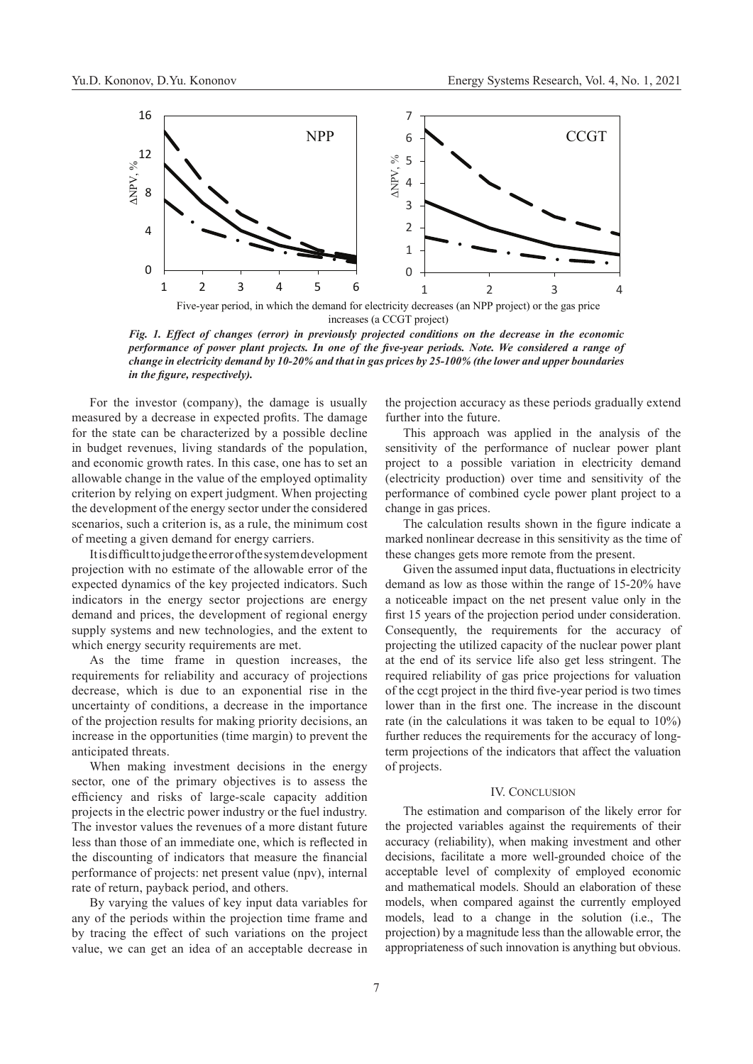NPP

CCGT

16
12
8
4
0

ΔNPV, %

1 2 3 4 5 6

7
6
5
4
3
2
1
0

ΔNPV, %

1 2 3 4

Five-year period, in which the demand for electricity decreases (an NPP project) or the gas price increases (a CCGT project)

***Fig. 1. Effect of changes (error) in previously projected conditions on the decrease in the economic performance of power plant projects. In one of the five-year periods. Note. We considered a range of change in electricity demand by 10-20% and that in gas prices by 25-100% (the lower and upper boundaries in the figure, respectively).***

For the investor (company), the damage is usually measured by a decrease in expected profits. The damage for the state can be characterized by a possible decline in budget revenues, living standards of the population, and economic growth rates. In this case, one has to set an allowable change in the value of the employed optimality criterion by relying on expert judgment. When projecting the development of the energy sector under the considered scenarios, such a criterion is, as a rule, the minimum cost of meeting a given demand for energy carriers.

It is difficult to judge the error of the system development projection with no estimate of the allowable error of the expected dynamics of the key projected indicators. Such indicators in the energy sector projections are energy demand and prices, the development of regional energy supply systems and new technologies, and the extent to which energy security requirements are met.

As the time frame in question increases, the requirements for reliability and accuracy of projections decrease, which is due to an exponential rise in the uncertainty of conditions, a decrease in the importance of the projection results for making priority decisions, an increase in the opportunities (time margin) to prevent the anticipated threats.

When making investment decisions in the energy sector, one of the primary objectives is to assess the efficiency and risks of large-scale capacity addition projects in the electric power industry or the fuel industry. The investor values the revenues of a more distant future less than those of an immediate one, which is reflected in the discounting of indicators that measure the financial performance of projects: net present value (npv), internal rate of return, payback period, and others.

By varying the values of key input data variables for any of the periods within the projection time frame and by tracing the effect of such variations on the project value, we can get an idea of an acceptable decrease in the projection accuracy as these periods gradually extend further into the future.

This approach was applied in the analysis of the sensitivity of the performance of nuclear power plant project to a possible variation in electricity demand (electricity production) over time and sensitivity of the performance of combined cycle power plant project to a change in gas prices.

The calculation results shown in the figure indicate a marked nonlinear decrease in this sensitivity as the time of these changes gets more remote from the present.

Given the assumed input data, fluctuations in electricity demand as low as those within the range of 15-20% have a noticeable impact on the net present value only in the first 15 years of the projection period under consideration. Consequently, the requirements for the accuracy of projecting the utilized capacity of the nuclear power plant at the end of its service life also get less stringent. The required reliability of gas price projections for valuation of the ccgt project in the third five-year period is two times lower than in the first one. The increase in the discount rate (in the calculations it was taken to be equal to 10%) further reduces the requirements for the accuracy of long-term projections of the indicators that affect the valuation of projects.

## IV. Conclusion

The estimation and comparison of the likely error for the projected variables against the requirements of their accuracy (reliability), when making investment and other decisions, facilitate a more well-grounded choice of the acceptable level of complexity of employed economic and mathematical models. Should an elaboration of these models, when compared against the currently employed models, lead to a change in the solution (i.e., The projection) by a magnitude less than the allowable error, the appropriateness of such innovation is anything but obvious.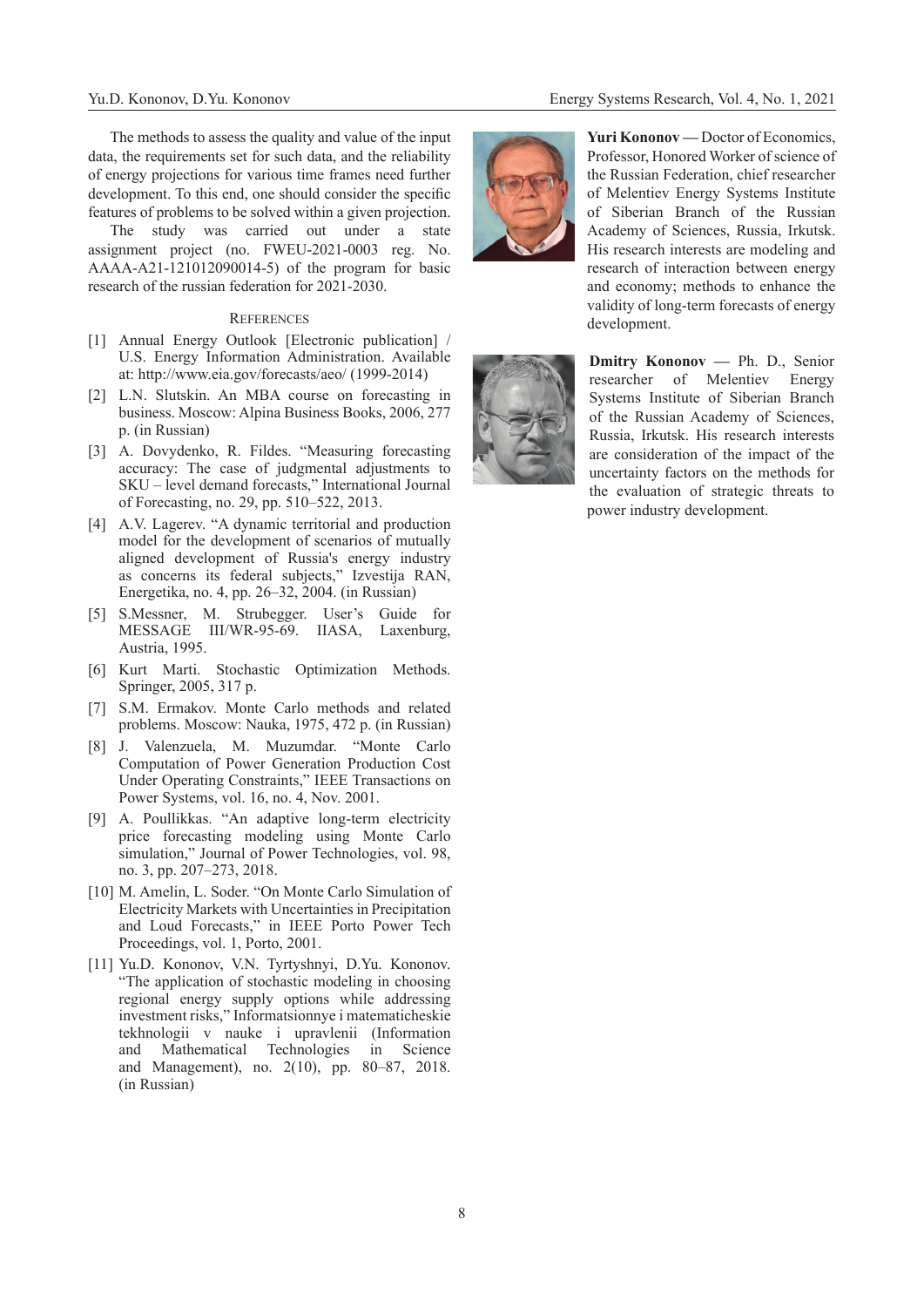The methods to assess the quality and value of the input data, the requirements set for such data, and the reliability of energy projections for various time frames need further development. To this end, one should consider the specific features of problems to be solved within a given projection.

The study was carried out under a state assignment project (no. FWEU-2021-0003 reg. No. AAAA-A21-121012090014-5) of the program for basic research of the russian federation for 2021-2030.

## References

[1] Annual Energy Outlook [Electronic publication] / U.S. Energy Information Administration. Available at: http://www.eia.gov/forecasts/aeo/ (1999-2014)

[2] L.N. Slutskin. An MBA course on forecasting in business. Moscow: Alpina Business Books, 2006, 277 p. (in Russian)

[3] A. Dovydenko, R. Fildes. "Measuring forecasting accuracy: The case of judgmental adjustments to SKU – level demand forecasts," International Journal of Forecasting, no. 29, pp. 510–522, 2013.

[4] A.V. Lagerev. "A dynamic territorial and production model for the development of scenarios of mutually aligned development of Russia's energy industry as concerns its federal subjects," Izvestija RAN, Energetika, no. 4, pp. 26–32, 2004. (in Russian)

[5] S.Messner, M. Strubegger. User's Guide for MESSAGE III/WR-95-69. IIASA, Laxenburg, Austria, 1995.

[6] Kurt Marti. Stochastic Optimization Methods. Springer, 2005, 317 p.

[7] S.M. Ermakov. Monte Carlo methods and related problems. Moscow: Nauka, 1975, 472 p. (in Russian)

[8] J. Valenzuela, M. Muzumdar. "Monte Carlo Computation of Power Generation Production Cost Under Operating Constraints," IEEE Transactions on Power Systems, vol. 16, no. 4, Nov. 2001.

[9] A. Poullikkas. "An adaptive long-term electricity price forecasting modeling using Monte Carlo simulation," Journal of Power Technologies, vol. 98, no. 3, pp. 207–273, 2018.

[10] M. Amelin, L. Soder. "On Monte Carlo Simulation of Electricity Markets with Uncertainties in Precipitation and Loud Forecasts," in IEEE Porto Power Tech Proceedings, vol. 1, Porto, 2001.

[11] Yu.D. Kononov, V.N. Tyrtyshnyi, D.Yu. Kononov. "The application of stochastic modeling in choosing regional energy supply options while addressing investment risks," Informatsionnye i matematicheskie tekhnologii v nauke i upravlenii (Information and Mathematical Technologies in Science and Management), no. 2(10), pp. 80–87, 2018. (in Russian)

**Yuri Kononov —** Doctor of Economics, Professor, Honored Worker of science of the Russian Federation, chief researcher of Melentiev Energy Systems Institute of Siberian Branch of the Russian Academy of Sciences, Russia, Irkutsk. His research interests are modeling and research of interaction between energy and economy; methods to enhance the validity of long-term forecasts of energy development.

**Dmitry Kononov —** Ph. D., Senior researcher of Melentiev Energy Systems Institute of Siberian Branch of the Russian Academy of Sciences, Russia, Irkutsk. His research interests are consideration of the impact of the uncertainty factors on the methods for the evaluation of strategic threats to power industry development.